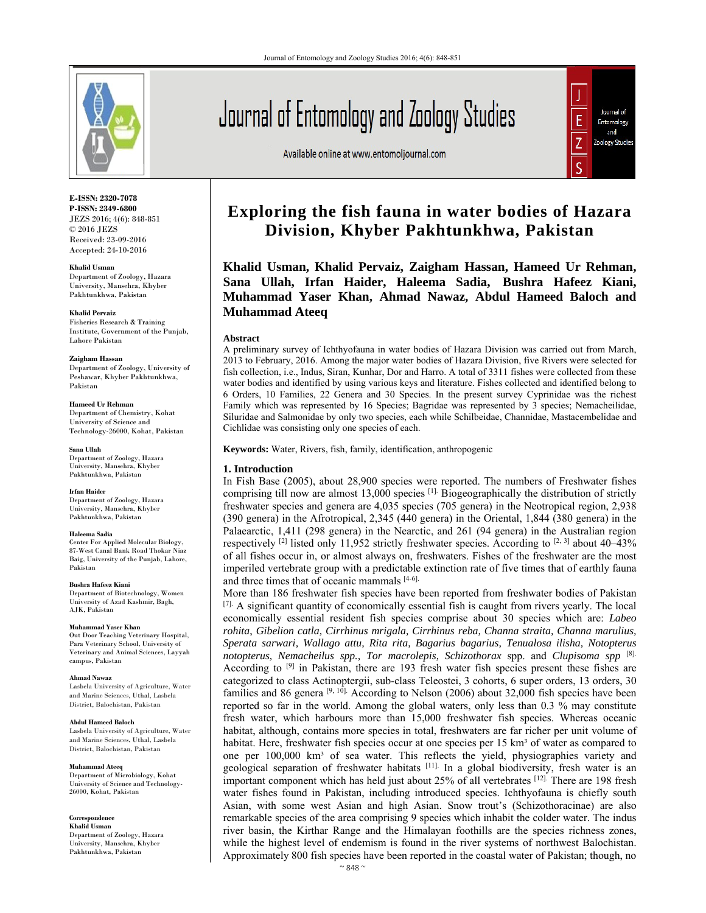E-ISSN: 2320-7078
P-ISSN: 2349-6800
JEZS 2016; 4(6): 848-851
© 2016 JEZS
Received: 23-09-2016
Accepted: 24-10-2016

**Khalid Usman**
Department of Zoology, Hazara University, Mansehra, Khyber Pakhtunkhwa, Pakistan

**Khalid Pervaiz**
Fisheries Research & Training Institute, Government of the Punjab, Lahore Pakistan

**Zaigham Hassan**
Department of Zoology, University of Peshawar, Khyber Pakhtunkhwa, Pakistan

**Hameed Ur Rehman**
Department of Chemistry, Kohat University of Science and Technology-26000, Kohat, Pakistan

**Sana Ullah**
Department of Zoology, Hazara University, Mansehra, Khyber Pakhtunkhwa, Pakistan

**Irfan Haider**
Department of Zoology, Hazara University, Mansehra, Khyber Pakhtunkhwa, Pakistan

**Haleema Sadia**
Center For Applied Molecular Biology, 87-West Canal Bank Road Thokar Niaz Baig, University of the Punjab, Lahore, Pakistan

**Bushra Hafeez Kiani**
Department of Biotechnology, Women University of Azad Kashmir, Bagh, AJK, Pakistan

**Muhammad Yaser Khan**
Out Door Teaching Veterinary Hospital, Para Veterinary School, University of Veterinary and Animal Sciences, Layyah campus, Pakistan

**Ahmad Nawaz**
Lasbela University of Agriculture, Water and Marine Sciences, Uthal, Lasbela District, Balochistan, Pakistan

**Abdul Hameed Baloch**
Lasbela University of Agriculture, Water and Marine Sciences, Uthal, Lasbela District, Balochistan, Pakistan

**Muhammad Ateeq**
Department of Microbiology, Kohat University of Science and Technology-26000, Kohat, Pakistan

**Correspondence**
**Khalid Usman**
Department of Zoology, Hazara University, Mansehra, Khyber Pakhtunkhwa, Pakistan

# Exploring the fish fauna in water bodies of Hazara Division, Khyber Pakhtunkhwa, Pakistan

**Khalid Usman, Khalid Pervaiz, Zaigham Hassan, Hameed Ur Rehman, Sana Ullah, Irfan Haider, Haleema Sadia, Bushra Hafeez Kiani, Muhammad Yaser Khan, Ahmad Nawaz, Abdul Hameed Baloch and Muhammad Ateeq**

## Abstract

A preliminary survey of Ichthyofauna in water bodies of Hazara Division was carried out from March, 2013 to February, 2016. Among the major water bodies of Hazara Division, five Rivers were selected for fish collection, i.e., Indus, Siran, Kunhar, Dor and Harro. A total of 3311 fishes were collected from these water bodies and identified by using various keys and literature. Fishes collected and identified belong to 6 Orders, 10 Families, 22 Genera and 30 Species. In the present survey Cyprinidae was the richest Family which was represented by 16 Species; Bagridae was represented by 3 species; Nemacheilidae, Siluridae and Salmonidae by only two species, each while Schilbeidae, Channidae, Mastacembelidae and Cichlidae was consisting only one species of each.

**Keywords:** Water, Rivers, fish, family, identification, anthropogenic

## 1. Introduction

In Fish Base (2005), about 28,900 species were reported. The numbers of Freshwater fishes comprising till now are almost 13,000 species [1]. Biogeographically the distribution of strictly freshwater species and genera are 4,035 species (705 genera) in the Neotropical region, 2,938 (390 genera) in the Afrotropical, 2,345 (440 genera) in the Oriental, 1,844 (380 genera) in the Palaearctic, 1,411 (298 genera) in the Nearctic, and 261 (94 genera) in the Australian region respectively [2] listed only 11,952 strictly freshwater species. According to [2, 3] about 40–43% of all fishes occur in, or almost always on, freshwaters. Fishes of the freshwater are the most imperiled vertebrate group with a predictable extinction rate of five times that of earthly fauna and three times that of oceanic mammals [4-6].

More than 186 freshwater fish species have been reported from freshwater bodies of Pakistan [7]. A significant quantity of economically essential fish is caught from rivers yearly. The local economically essential resident fish species comprise about 30 species which are: *Labeo rohita*, *Gibelion catla, Cirrhinus mrigala, Cirrhinus reba, Channa straita, Channa marulius, Sperata sarwari, Wallago attu, Rita rita, Bagarius bagarius, Tenualosa ilisha, Notopterus notopterus, Nemacheilus spp., Tor macrolepis, Schizothorax* spp. and *Clupisoma spp* [8]. According to [9] in Pakistan, there are 193 fresh water fish species present these fishes are categorized to class Actinoptergii, sub-class Teleostei, 3 cohorts, 6 super orders, 13 orders, 30 families and 86 genera [9, 10]. According to Nelson (2006) about 32,000 fish species have been reported so far in the world. Among the global waters, only less than 0.3 % may constitute fresh water, which harbours more than 15,000 freshwater fish species. Whereas oceanic habitat, although, contains more species in total, freshwaters are far richer per unit volume of habitat. Here, freshwater fish species occur at one species per 15 km³ of water as compared to one per 100,000 km³ of sea water. This reflects the yield, physiographies variety and geological separation of freshwater habitats [11]. In a global biodiversity, fresh water is an important component which has held just about 25% of all vertebrates [12]. There are 198 fresh water fishes found in Pakistan, including introduced species. Ichthyofauna is chiefly south Asian, with some west Asian and high Asian. Snow trout's (Schizothoracinae) are also remarkable species of the area comprising 9 species which inhabit the colder water. The indus river basin, the Kirthar Range and the Himalayan foothills are the species richness zones, while the highest level of endemism is found in the river systems of northwest Balochistan. Approximately 800 fish species have been reported in the coastal water of Pakistan; though, no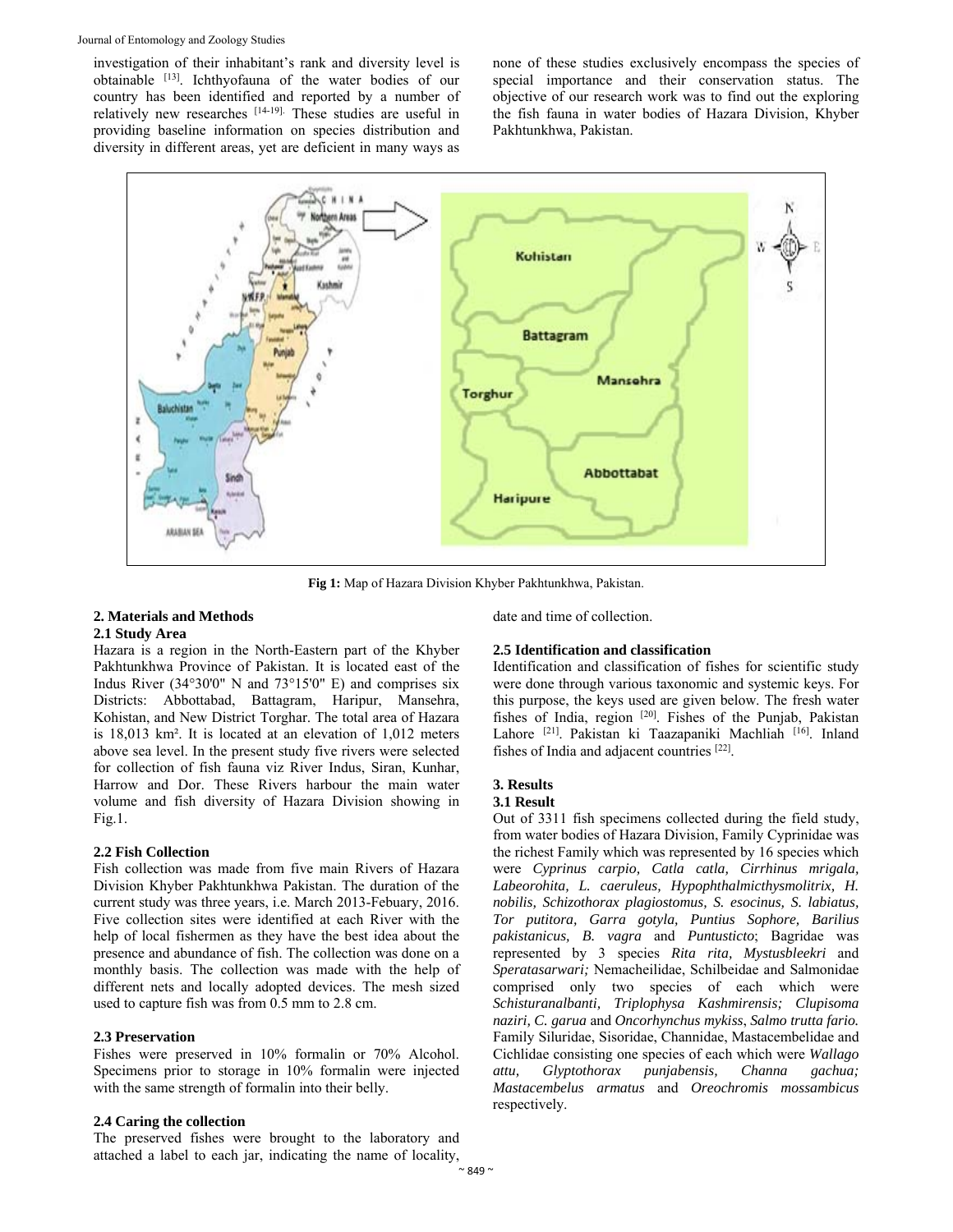investigation of their inhabitant's rank and diversity level is obtainable [13]. Ichthyofauna of the water bodies of our country has been identified and reported by a number of relatively new researches [14-19]. These studies are useful in providing baseline information on species distribution and diversity in different areas, yet are deficient in many ways as none of these studies exclusively encompass the species of special importance and their conservation status. The objective of our research work was to find out the exploring the fish fauna in water bodies of Hazara Division, Khyber Pakhtunkhwa, Pakistan.

**Fig 1:** Map of Hazara Division Khyber Pakhtunkhwa, Pakistan.

## 2. Materials and Methods

### 2.1 Study Area

Hazara is a region in the North-Eastern part of the Khyber Pakhtunkhwa Province of Pakistan. It is located east of the Indus River (34°30'0" N and 73°15'0" E) and comprises six Districts: Abbottabad, Battagram, Haripur, Mansehra, Kohistan, and New District Torghar. The total area of Hazara is 18,013 km². It is located at an elevation of 1,012 meters above sea level. In the present study five rivers were selected for collection of fish fauna viz River Indus, Siran, Kunhar, Harrow and Dor. These Rivers harbour the main water volume and fish diversity of Hazara Division showing in Fig.1.

### 2.2 Fish Collection

Fish collection was made from five main Rivers of Hazara Division Khyber Pakhtunkhwa Pakistan. The duration of the current study was three years, i.e. March 2013-Febuary, 2016. Five collection sites were identified at each River with the help of local fishermen as they have the best idea about the presence and abundance of fish. The collection was done on a monthly basis. The collection was made with the help of different nets and locally adopted devices. The mesh sized used to capture fish was from 0.5 mm to 2.8 cm.

### 2.3 Preservation

Fishes were preserved in 10% formalin or 70% Alcohol. Specimens prior to storage in 10% formalin were injected with the same strength of formalin into their belly.

### 2.4 Caring the collection

The preserved fishes were brought to the laboratory and attached a label to each jar, indicating the name of locality, date and time of collection.

### 2.5 Identification and classification

Identification and classification of fishes for scientific study were done through various taxonomic and systemic keys. For this purpose, the keys used are given below. The fresh water fishes of India, region [20]. Fishes of the Punjab, Pakistan Lahore [21]. Pakistan ki Taazapaniki Machliah [16]. Inland fishes of India and adjacent countries [22].

## 3. Results

### 3.1 Result

Out of 3311 fish specimens collected during the field study, from water bodies of Hazara Division, Family Cyprinidae was the richest Family which was represented by 16 species which were *Cyprinus carpio, Catla catla, Cirrhinus mrigala, Labeorohita, L. caeruleus, Hypophthalmicthysmolitrix, H. nobilis, Schizothorax plagiostomus, S. esocinus, S. labiatus, Tor putitora, Garra gotyla, Puntius Sophore, Barilius pakistanicus, B. vagra* and *Puntusticto*; Bagridae was represented by 3 species *Rita rita, Mystusbleekri* and *Speratasarwari;* Nemacheilidae, Schilbeidae and Salmonidae comprised only two species of each which were *Schisturanalbanti, Triplophysa Kashmirensis; Clupisoma naziri, C. garua* and *Oncorhynchus mykiss*, *Salmo trutta fario.* Family Siluridae, Sisoridae, Channidae, Mastacembelidae and Cichlidae consisting one species of each which were *Wallago attu, Glyptothorax punjabensis, Channa gachua; Mastacembelus armatus* and *Oreochromis mossambicus* respectively.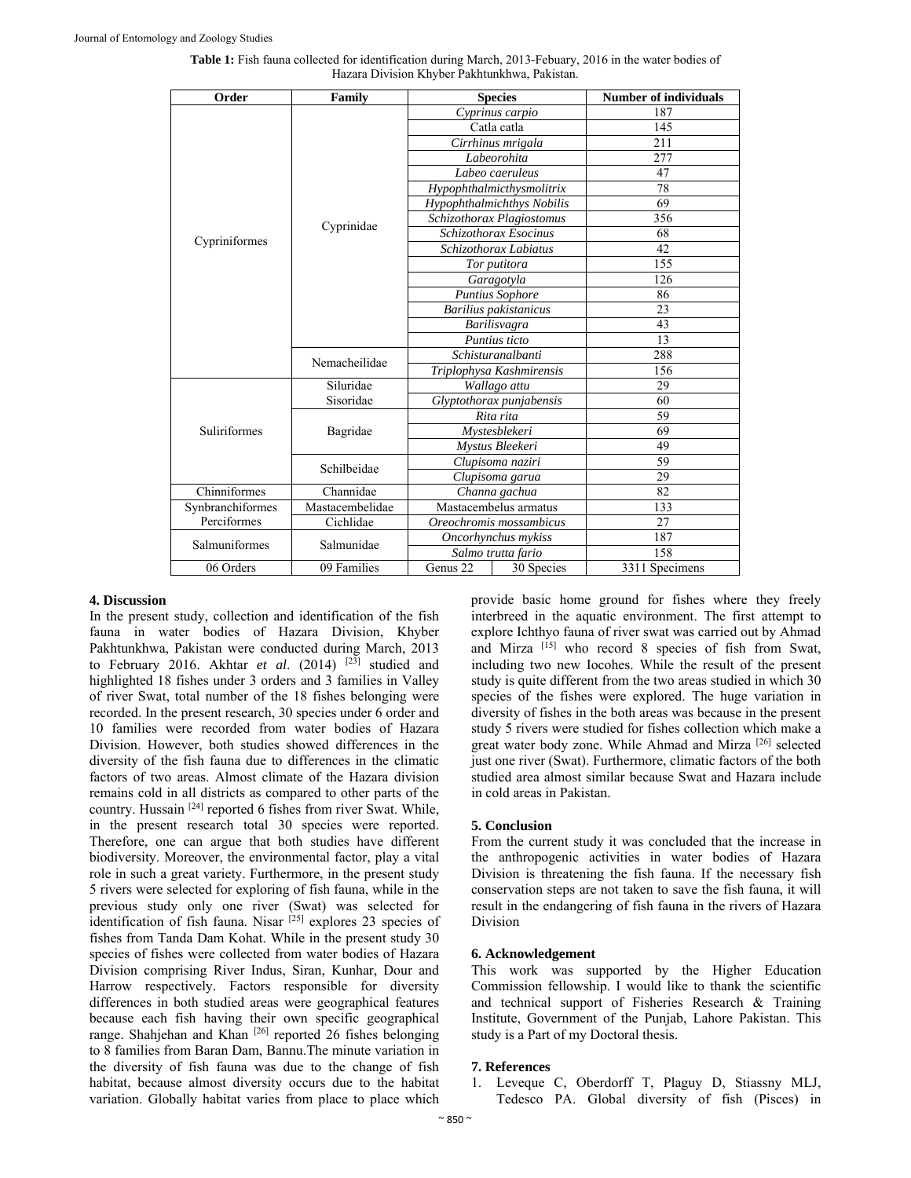**Table 1:** Fish fauna collected for identification during March, 2013-Febuary, 2016 in the water bodies of Hazara Division Khyber Pakhtunkhwa, Pakistan.

| Order | Family | Species | | Number of individuals |
|---|---|---|---|---|
| Cypriniformes | Cyprinidae | *Cyprinus carpio* | | 187 |
| | | Catla catla | | 145 |
| | | *Cirrhinus mrigala* | | 211 |
| | | *Labeorohita* | | 277 |
| | | *Labeo caeruleus* | | 47 |
| | | *Hypophthalmicthysmolitrix* | | 78 |
| | | *Hypophthalmichthys Nobilis* | | 69 |
| | | *Schizothorax Plagiostomus* | | 356 |
| | | *Schizothorax Esocinus* | | 68 |
| | | *Schizothorax Labiatus* | | 42 |
| | | *Tor putitora* | | 155 |
| | | *Garagotyla* | | 126 |
| | | *Puntius Sophore* | | 86 |
| | | *Barilius pakistanicus* | | 23 |
| | | *Barilisvagra* | | 43 |
| | | *Puntius ticto* | | 13 |
| | Nemacheilidae | *Schisturanalbanti* | | 288 |
| | | *Triplophysa Kashmirensis* | | 156 |
| Suliriformes | Siluridae | *Wallago attu* | | 29 |
| | Sisoridae | *Glyptothorax punjabensis* | | 60 |
| | Bagridae | *Rita rita* | | 59 |
| | | *Mystesblekeri* | | 69 |
| | | *Mystus Bleekeri* | | 49 |
| | Schilbeidae | *Clupisoma naziri* | | 59 |
| | | *Clupisoma garua* | | 29 |
| Chinniformes | Channidae | *Channa gachua* | | 82 |
| Synbranchiformes | Mastacembelidae | Mastacembelus armatus | | 133 |
| Perciformes | Cichlidae | *Oreochromis mossambicus* | | 27 |
| Salmuniformes | Salmunidae | *Oncorhynchus mykiss* | | 187 |
| | | *Salmo trutta fario* | | 158 |
| 06 Orders | 09 Families | Genus 22 | 30 Species | 3311 Specimens |

## 4. Discussion

In the present study, collection and identification of the fish fauna in water bodies of Hazara Division, Khyber Pakhtunkhwa, Pakistan were conducted during March, 2013 to February 2016. Akhtar *et al*. (2014) [23] studied and highlighted 18 fishes under 3 orders and 3 families in Valley of river Swat, total number of the 18 fishes belonging were recorded. In the present research, 30 species under 6 order and 10 families were recorded from water bodies of Hazara Division. However, both studies showed differences in the diversity of the fish fauna due to differences in the climatic factors of two areas. Almost climate of the Hazara division remains cold in all districts as compared to other parts of the country. Hussain [24] reported 6 fishes from river Swat. While, in the present research total 30 species were reported. Therefore, one can argue that both studies have different biodiversity. Moreover, the environmental factor, play a vital role in such a great variety. Furthermore, in the present study 5 rivers were selected for exploring of fish fauna, while in the previous study only one river (Swat) was selected for identification of fish fauna. Nisar [25] explores 23 species of fishes from Tanda Dam Kohat. While in the present study 30 species of fishes were collected from water bodies of Hazara Division comprising River Indus, Siran, Kunhar, Dour and Harrow respectively. Factors responsible for diversity differences in both studied areas were geographical features because each fish having their own specific geographical range. Shahjehan and Khan [26] reported 26 fishes belonging to 8 families from Baran Dam, Bannu.The minute variation in the diversity of fish fauna was due to the change of fish habitat, because almost diversity occurs due to the habitat variation. Globally habitat varies from place to place which provide basic home ground for fishes where they freely interbreed in the aquatic environment. The first attempt to explore Ichthyo fauna of river swat was carried out by Ahmad and Mirza [15] who record 8 species of fish from Swat, including two new Iocohes. While the result of the present study is quite different from the two areas studied in which 30 species of the fishes were explored. The huge variation in diversity of fishes in the both areas was because in the present study 5 rivers were studied for fishes collection which make a great water body zone. While Ahmad and Mirza [26] selected just one river (Swat). Furthermore, climatic factors of the both studied area almost similar because Swat and Hazara include in cold areas in Pakistan.

## 5. Conclusion

From the current study it was concluded that the increase in the anthropogenic activities in water bodies of Hazara Division is threatening the fish fauna. If the necessary fish conservation steps are not taken to save the fish fauna, it will result in the endangering of fish fauna in the rivers of Hazara Division

## 6. Acknowledgement

This work was supported by the Higher Education Commission fellowship. I would like to thank the scientific and technical support of Fisheries Research & Training Institute, Government of the Punjab, Lahore Pakistan. This study is a Part of my Doctoral thesis.

## 7. References

1. Leveque C, Oberdorff T, Plaguy D, Stiassny MLJ, Tedesco PA. Global diversity of fish (Pisces) in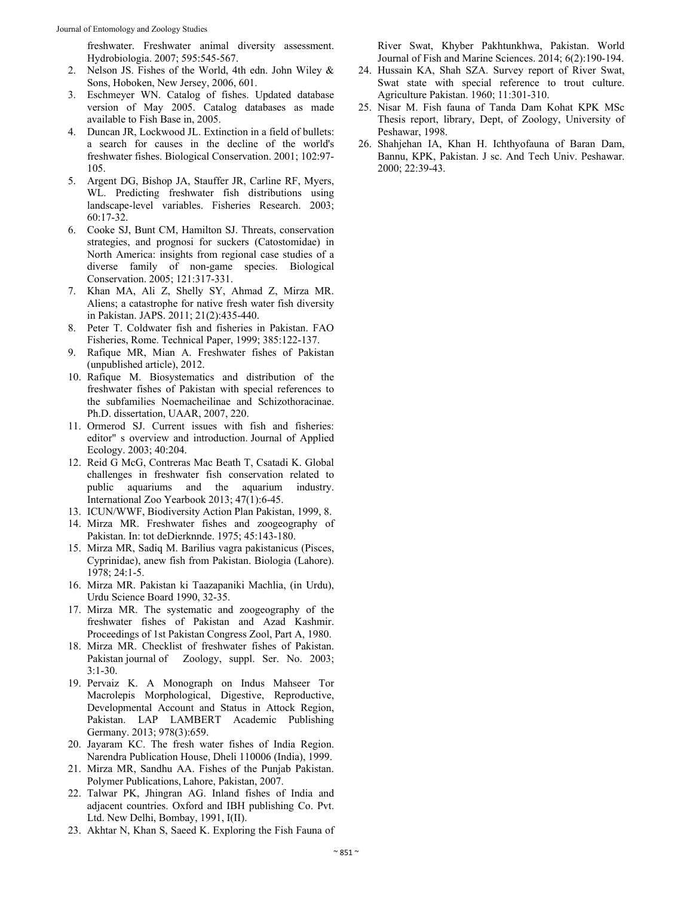freshwater. Freshwater animal diversity assessment. Hydrobiologia. 2007; 595:545-567.

2. Nelson JS. Fishes of the World, 4th edn. John Wiley & Sons, Hoboken, New Jersey, 2006, 601.
3. Eschmeyer WN. Catalog of fishes. Updated database version of May 2005. Catalog databases as made available to Fish Base in, 2005.
4. Duncan JR, Lockwood JL. Extinction in a field of bullets: a search for causes in the decline of the world's freshwater fishes. Biological Conservation. 2001; 102:97-105.
5. Argent DG, Bishop JA, Stauffer JR, Carline RF, Myers, WL. Predicting freshwater fish distributions using landscape-level variables. Fisheries Research. 2003; 60:17-32.
6. Cooke SJ, Bunt CM, Hamilton SJ. Threats, conservation strategies, and prognosi for suckers (Catostomidae) in North America: insights from regional case studies of a diverse family of non-game species. Biological Conservation. 2005; 121:317-331.
7. Khan MA, Ali Z, Shelly SY, Ahmad Z, Mirza MR. Aliens; a catastrophe for native fresh water fish diversity in Pakistan. JAPS. 2011; 21(2):435-440.
8. Peter T. Coldwater fish and fisheries in Pakistan. FAO Fisheries, Rome. Technical Paper, 1999; 385:122-137.
9. Rafique MR, Mian A. Freshwater fishes of Pakistan (unpublished article), 2012.
10. Rafique M. Biosystematics and distribution of the freshwater fishes of Pakistan with special references to the subfamilies Noemacheilinae and Schizothoracinae. Ph.D. dissertation, UAAR, 2007, 220.
11. Ormerod SJ. Current issues with fish and fisheries: editor" s overview and introduction. Journal of Applied Ecology. 2003; 40:204.
12. Reid G McG, Contreras Mac Beath T, Csatadi K. Global challenges in freshwater fish conservation related to public aquariums and the aquarium industry. International Zoo Yearbook 2013; 47(1):6-45.
13. ICUN/WWF, Biodiversity Action Plan Pakistan, 1999, 8.
14. Mirza MR. Freshwater fishes and zoogeography of Pakistan. In: tot deDierknnde. 1975; 45:143-180.
15. Mirza MR, Sadiq M. Barilius vagra pakistanicus (Pisces, Cyprinidae), anew fish from Pakistan. Biologia (Lahore). 1978; 24:1-5.
16. Mirza MR. Pakistan ki Taazapaniki Machlia, (in Urdu), Urdu Science Board 1990, 32-35.
17. Mirza MR. The systematic and zoogeography of the freshwater fishes of Pakistan and Azad Kashmir. Proceedings of 1st Pakistan Congress Zool, Part A, 1980.
18. Mirza MR. Checklist of freshwater fishes of Pakistan. Pakistan journal of Zoology, suppl. Ser. No. 2003; 3:1-30.
19. Pervaiz K. A Monograph on Indus Mahseer Tor Macrolepis Morphological, Digestive, Reproductive, Developmental Account and Status in Attock Region, Pakistan. LAP LAMBERT Academic Publishing Germany. 2013; 978(3):659.
20. Jayaram KC. The fresh water fishes of India Region. Narendra Publication House, Dheli 110006 (India), 1999.
21. Mirza MR, Sandhu AA. Fishes of the Punjab Pakistan. Polymer Publications, Lahore, Pakistan, 2007.
22. Talwar PK, Jhingran AG. Inland fishes of India and adjacent countries. Oxford and IBH publishing Co. Pvt. Ltd. New Delhi, Bombay, 1991, I(II).
23. Akhtar N, Khan S, Saeed K. Exploring the Fish Fauna of River Swat, Khyber Pakhtunkhwa, Pakistan. World Journal of Fish and Marine Sciences. 2014; 6(2):190-194.
24. Hussain KA, Shah SZA. Survey report of River Swat, Swat state with special reference to trout culture. Agriculture Pakistan. 1960; 11:301-310.
25. Nisar M. Fish fauna of Tanda Dam Kohat KPK MSc Thesis report, library, Dept, of Zoology, University of Peshawar, 1998.
26. Shahjehan IA, Khan H. Ichthyofauna of Baran Dam, Bannu, KPK, Pakistan. J sc. And Tech Univ. Peshawar. 2000; 22:39-43.